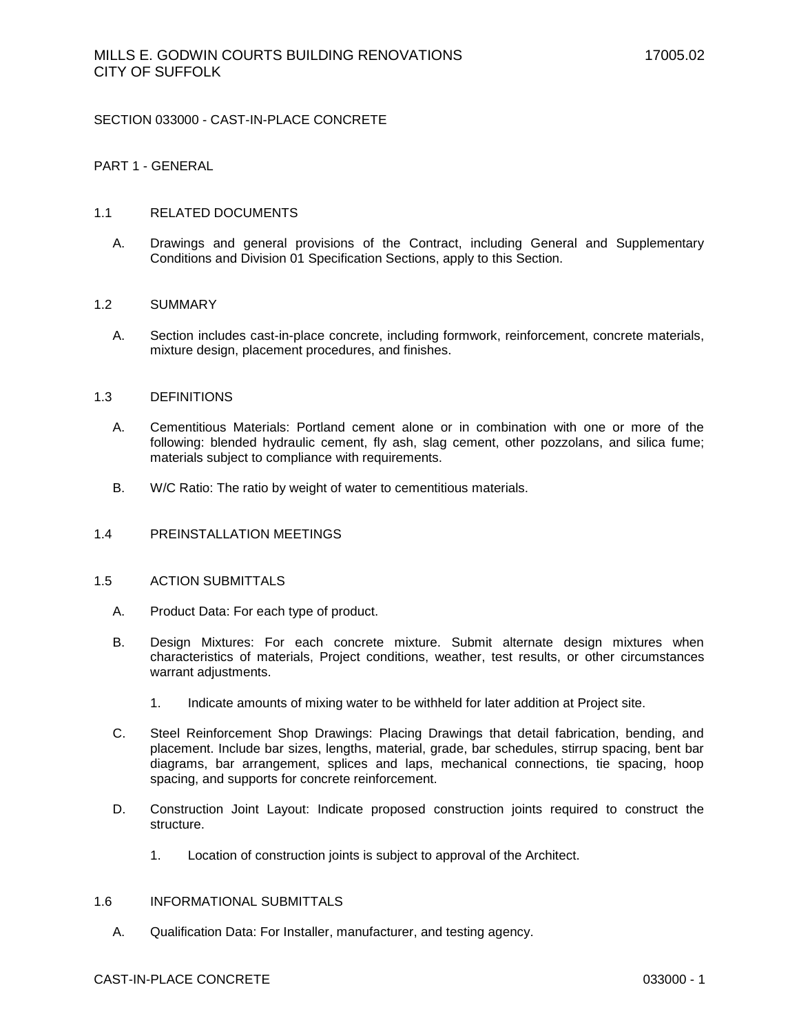# SECTION 033000 - CAST-IN-PLACE CONCRETE

## PART 1 - GENERAL

### 1.1 RELATED DOCUMENTS

A. Drawings and general provisions of the Contract, including General and Supplementary Conditions and Division 01 Specification Sections, apply to this Section.

### 1.2 SUMMARY

A. Section includes cast-in-place concrete, including formwork, reinforcement, concrete materials, mixture design, placement procedures, and finishes.

### 1.3 DEFINITIONS

A. Cementitious Materials: Portland cement alone or in combination with one or more of the following: blended hydraulic cement, fly ash, slag cement, other pozzolans, and silica fume; materials subject to compliance with requirements.

B. W/C Ratio: The ratio by weight of water to cementitious materials.

### 1.4 PREINSTALLATION MEETINGS

### 1.5 ACTION SUBMITTALS

A. Product Data: For each type of product.

B. Design Mixtures: For each concrete mixture. Submit alternate design mixtures when characteristics of materials, Project conditions, weather, test results, or other circumstances warrant adjustments.

1. Indicate amounts of mixing water to be withheld for later addition at Project site.

C. Steel Reinforcement Shop Drawings: Placing Drawings that detail fabrication, bending, and placement. Include bar sizes, lengths, material, grade, bar schedules, stirrup spacing, bent bar diagrams, bar arrangement, splices and laps, mechanical connections, tie spacing, hoop spacing, and supports for concrete reinforcement.

D. Construction Joint Layout: Indicate proposed construction joints required to construct the structure.

1. Location of construction joints is subject to approval of the Architect.

### 1.6 INFORMATIONAL SUBMITTALS

A. Qualification Data: For Installer, manufacturer, and testing agency.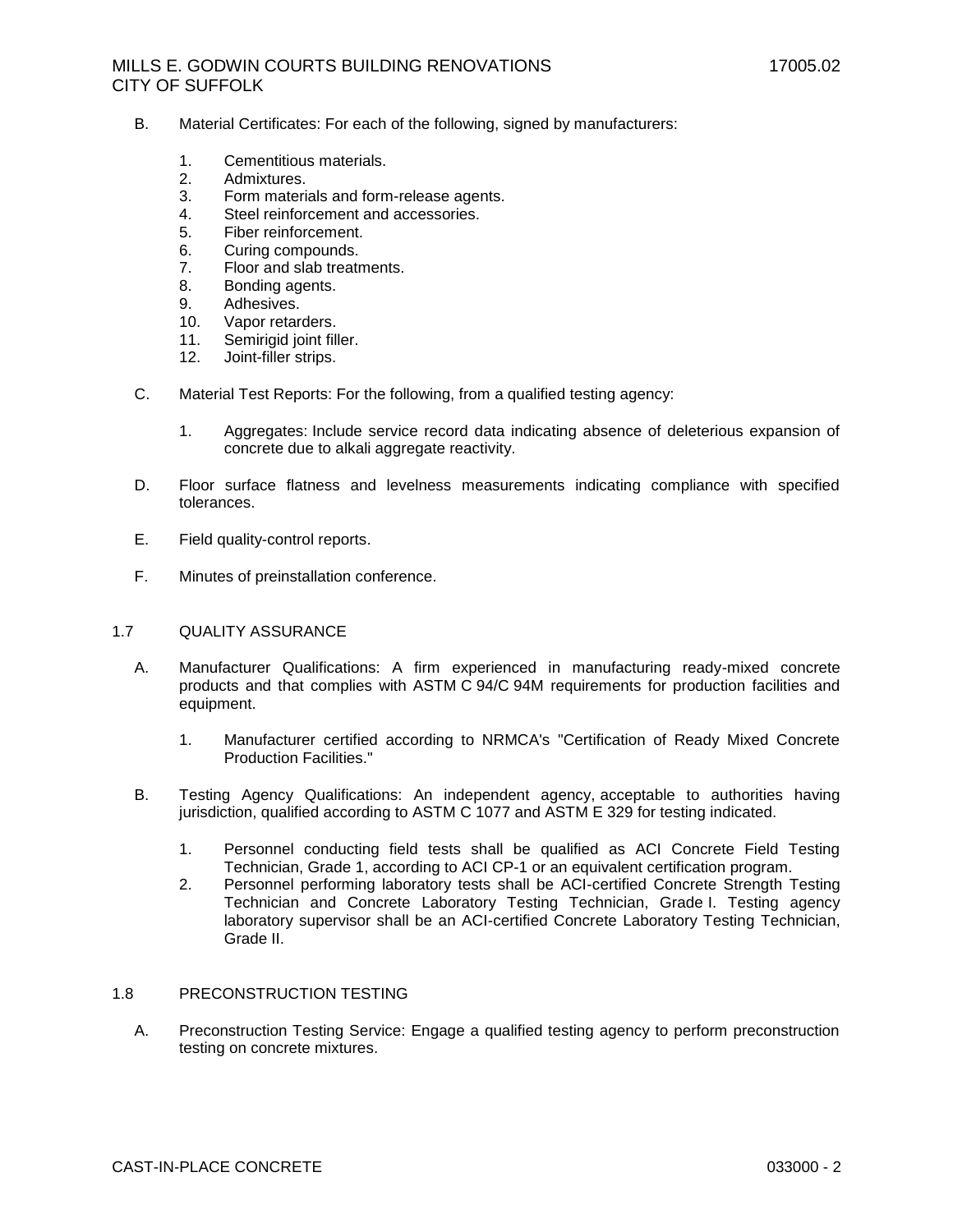B. Material Certificates: For each of the following, signed by manufacturers:

1. Cementitious materials.
2. Admixtures.
3. Form materials and form-release agents.
4. Steel reinforcement and accessories.
5. Fiber reinforcement.
6. Curing compounds.
7. Floor and slab treatments.
8. Bonding agents.
9. Adhesives.
10. Vapor retarders.
11. Semirigid joint filler.
12. Joint-filler strips.

C. Material Test Reports: For the following, from a qualified testing agency:

1. Aggregates: Include service record data indicating absence of deleterious expansion of concrete due to alkali aggregate reactivity.

D. Floor surface flatness and levelness measurements indicating compliance with specified tolerances.

E. Field quality-control reports.

F. Minutes of preinstallation conference.

## 1.7 QUALITY ASSURANCE

A. Manufacturer Qualifications: A firm experienced in manufacturing ready-mixed concrete products and that complies with ASTM C 94/C 94M requirements for production facilities and equipment.

1. Manufacturer certified according to NRMCA's "Certification of Ready Mixed Concrete Production Facilities."

B. Testing Agency Qualifications: An independent agency, acceptable to authorities having jurisdiction, qualified according to ASTM C 1077 and ASTM E 329 for testing indicated.

1. Personnel conducting field tests shall be qualified as ACI Concrete Field Testing Technician, Grade 1, according to ACI CP-1 or an equivalent certification program.
2. Personnel performing laboratory tests shall be ACI-certified Concrete Strength Testing Technician and Concrete Laboratory Testing Technician, Grade I. Testing agency laboratory supervisor shall be an ACI-certified Concrete Laboratory Testing Technician, Grade II.

## 1.8 PRECONSTRUCTION TESTING

A. Preconstruction Testing Service: Engage a qualified testing agency to perform preconstruction testing on concrete mixtures.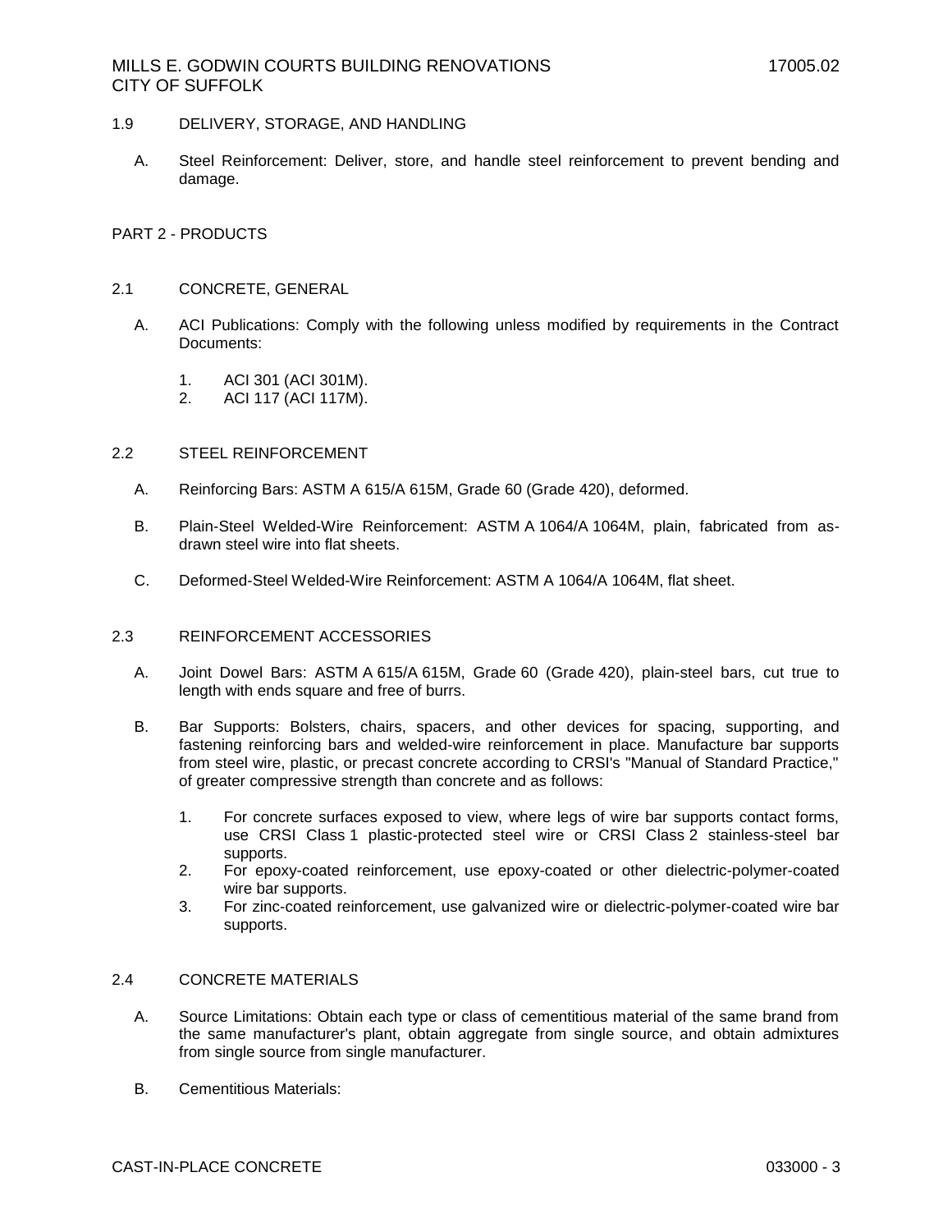## 1.9 DELIVERY, STORAGE, AND HANDLING

A. Steel Reinforcement: Deliver, store, and handle steel reinforcement to prevent bending and damage.

# PART 2 - PRODUCTS

## 2.1 CONCRETE, GENERAL

A. ACI Publications: Comply with the following unless modified by requirements in the Contract Documents:

1. ACI 301 (ACI 301M).
2. ACI 117 (ACI 117M).

## 2.2 STEEL REINFORCEMENT

A. Reinforcing Bars: ASTM A 615/A 615M, Grade 60 (Grade 420), deformed.

B. Plain-Steel Welded-Wire Reinforcement: ASTM A 1064/A 1064M, plain, fabricated from as-drawn steel wire into flat sheets.

C. Deformed-Steel Welded-Wire Reinforcement: ASTM A 1064/A 1064M, flat sheet.

## 2.3 REINFORCEMENT ACCESSORIES

A. Joint Dowel Bars: ASTM A 615/A 615M, Grade 60 (Grade 420), plain-steel bars, cut true to length with ends square and free of burrs.

B. Bar Supports: Bolsters, chairs, spacers, and other devices for spacing, supporting, and fastening reinforcing bars and welded-wire reinforcement in place. Manufacture bar supports from steel wire, plastic, or precast concrete according to CRSI's "Manual of Standard Practice," of greater compressive strength than concrete and as follows:

1. For concrete surfaces exposed to view, where legs of wire bar supports contact forms, use CRSI Class 1 plastic-protected steel wire or CRSI Class 2 stainless-steel bar supports.
2. For epoxy-coated reinforcement, use epoxy-coated or other dielectric-polymer-coated wire bar supports.
3. For zinc-coated reinforcement, use galvanized wire or dielectric-polymer-coated wire bar supports.

## 2.4 CONCRETE MATERIALS

A. Source Limitations: Obtain each type or class of cementitious material of the same brand from the same manufacturer's plant, obtain aggregate from single source, and obtain admixtures from single source from single manufacturer.

B. Cementitious Materials: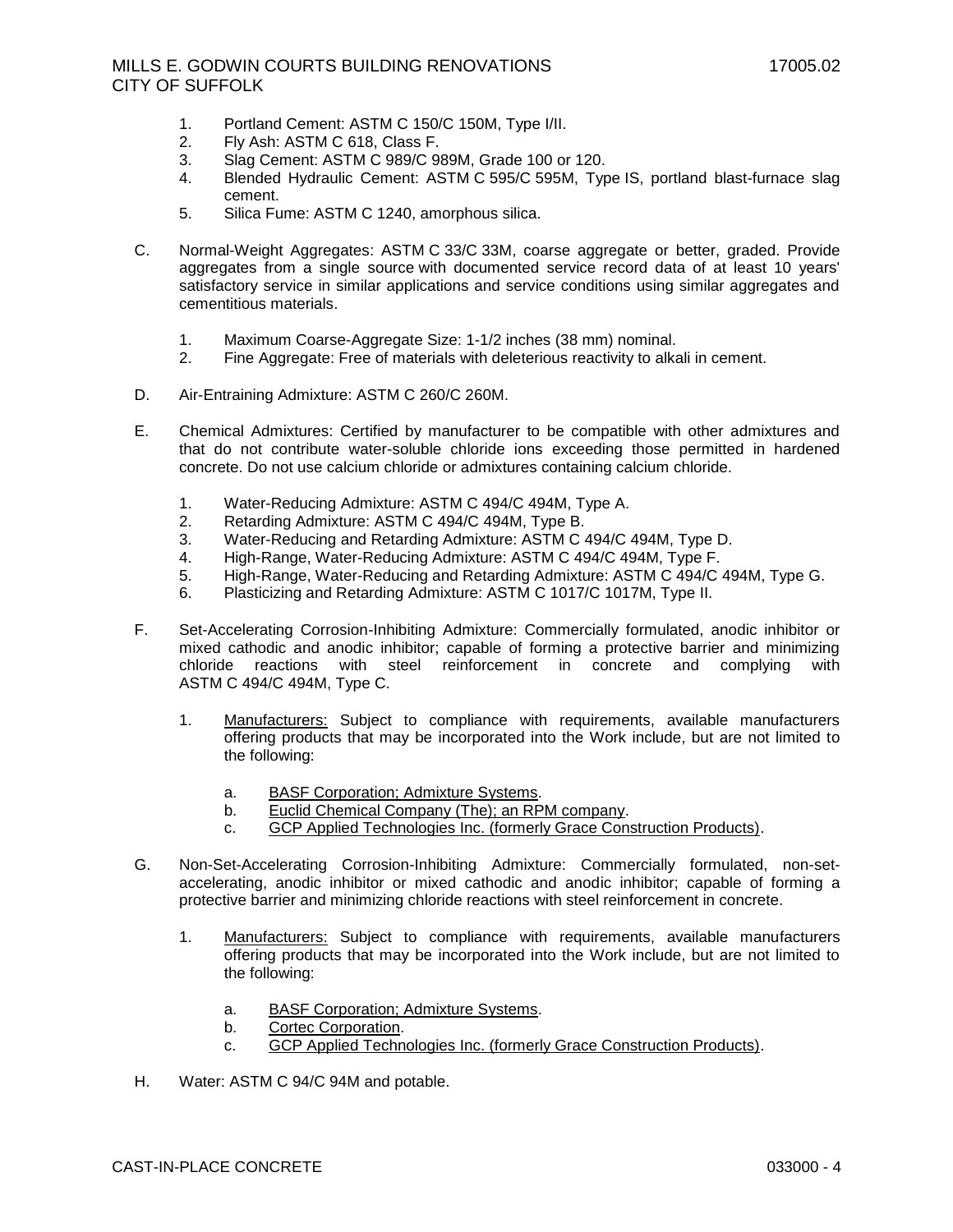1. Portland Cement: ASTM C 150/C 150M, Type I/II.
2. Fly Ash: ASTM C 618, Class F.
3. Slag Cement: ASTM C 989/C 989M, Grade 100 or 120.
4. Blended Hydraulic Cement: ASTM C 595/C 595M, Type IS, portland blast-furnace slag cement.
5. Silica Fume: ASTM C 1240, amorphous silica.

C. Normal-Weight Aggregates: ASTM C 33/C 33M, coarse aggregate or better, graded. Provide aggregates from a single source with documented service record data of at least 10 years' satisfactory service in similar applications and service conditions using similar aggregates and cementitious materials.

   1. Maximum Coarse-Aggregate Size: 1-1/2 inches (38 mm) nominal.
   2. Fine Aggregate: Free of materials with deleterious reactivity to alkali in cement.

D. Air-Entraining Admixture: ASTM C 260/C 260M.

E. Chemical Admixtures: Certified by manufacturer to be compatible with other admixtures and that do not contribute water-soluble chloride ions exceeding those permitted in hardened concrete. Do not use calcium chloride or admixtures containing calcium chloride.

   1. Water-Reducing Admixture: ASTM C 494/C 494M, Type A.
   2. Retarding Admixture: ASTM C 494/C 494M, Type B.
   3. Water-Reducing and Retarding Admixture: ASTM C 494/C 494M, Type D.
   4. High-Range, Water-Reducing Admixture: ASTM C 494/C 494M, Type F.
   5. High-Range, Water-Reducing and Retarding Admixture: ASTM C 494/C 494M, Type G.
   6. Plasticizing and Retarding Admixture: ASTM C 1017/C 1017M, Type II.

F. Set-Accelerating Corrosion-Inhibiting Admixture: Commercially formulated, anodic inhibitor or mixed cathodic and anodic inhibitor; capable of forming a protective barrier and minimizing chloride reactions with steel reinforcement in concrete and complying with ASTM C 494/C 494M, Type C.

   1. Manufacturers: Subject to compliance with requirements, available manufacturers offering products that may be incorporated into the Work include, but are not limited to the following:

      a. BASF Corporation; Admixture Systems.
      b. Euclid Chemical Company (The); an RPM company.
      c. GCP Applied Technologies Inc. (formerly Grace Construction Products).

G. Non-Set-Accelerating Corrosion-Inhibiting Admixture: Commercially formulated, non-set-accelerating, anodic inhibitor or mixed cathodic and anodic inhibitor; capable of forming a protective barrier and minimizing chloride reactions with steel reinforcement in concrete.

   1. Manufacturers: Subject to compliance with requirements, available manufacturers offering products that may be incorporated into the Work include, but are not limited to the following:

      a. BASF Corporation; Admixture Systems.
      b. Cortec Corporation.
      c. GCP Applied Technologies Inc. (formerly Grace Construction Products).

H. Water: ASTM C 94/C 94M and potable.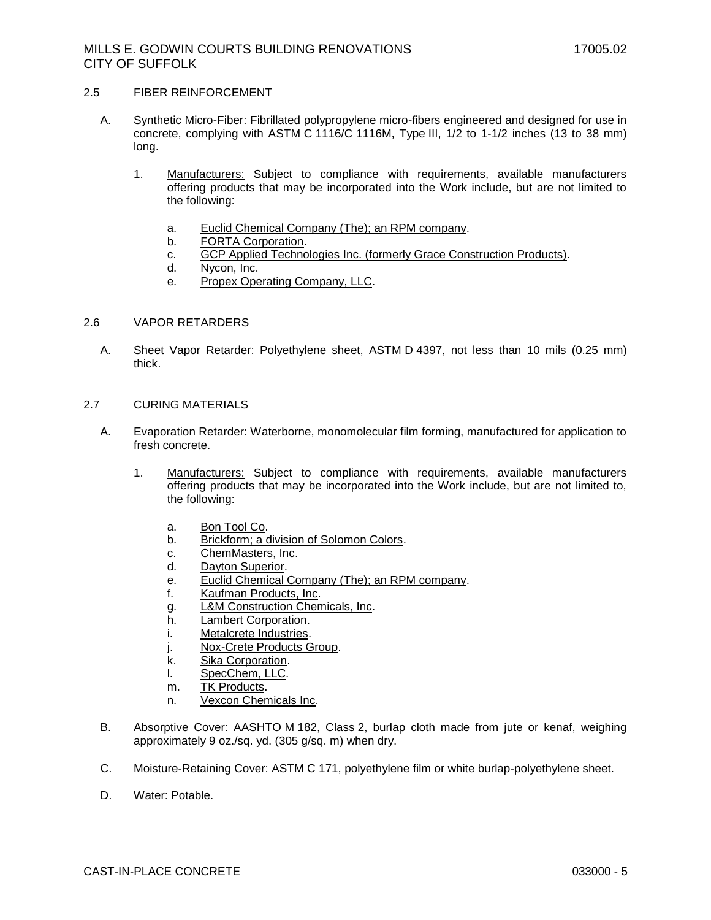## 2.5 FIBER REINFORCEMENT

A. Synthetic Micro-Fiber: Fibrillated polypropylene micro-fibers engineered and designed for use in concrete, complying with ASTM C 1116/C 1116M, Type III, 1/2 to 1-1/2 inches (13 to 38 mm) long.

1. Manufacturers: Subject to compliance with requirements, available manufacturers offering products that may be incorporated into the Work include, but are not limited to the following:

   a. Euclid Chemical Company (The); an RPM company.
   b. FORTA Corporation.
   c. GCP Applied Technologies Inc. (formerly Grace Construction Products).
   d. Nycon, Inc.
   e. Propex Operating Company, LLC.

## 2.6 VAPOR RETARDERS

A. Sheet Vapor Retarder: Polyethylene sheet, ASTM D 4397, not less than 10 mils (0.25 mm) thick.

## 2.7 CURING MATERIALS

A. Evaporation Retarder: Waterborne, monomolecular film forming, manufactured for application to fresh concrete.

1. Manufacturers: Subject to compliance with requirements, available manufacturers offering products that may be incorporated into the Work include, but are not limited to, the following:

   a. Bon Tool Co.
   b. Brickform; a division of Solomon Colors.
   c. ChemMasters, Inc.
   d. Dayton Superior.
   e. Euclid Chemical Company (The); an RPM company.
   f. Kaufman Products, Inc.
   g. L&M Construction Chemicals, Inc.
   h. Lambert Corporation.
   i. Metalcrete Industries.
   j. Nox-Crete Products Group.
   k. Sika Corporation.
   l. SpecChem, LLC.
   m. TK Products.
   n. Vexcon Chemicals Inc.

B. Absorptive Cover: AASHTO M 182, Class 2, burlap cloth made from jute or kenaf, weighing approximately 9 oz./sq. yd. (305 g/sq. m) when dry.

C. Moisture-Retaining Cover: ASTM C 171, polyethylene film or white burlap-polyethylene sheet.

D. Water: Potable.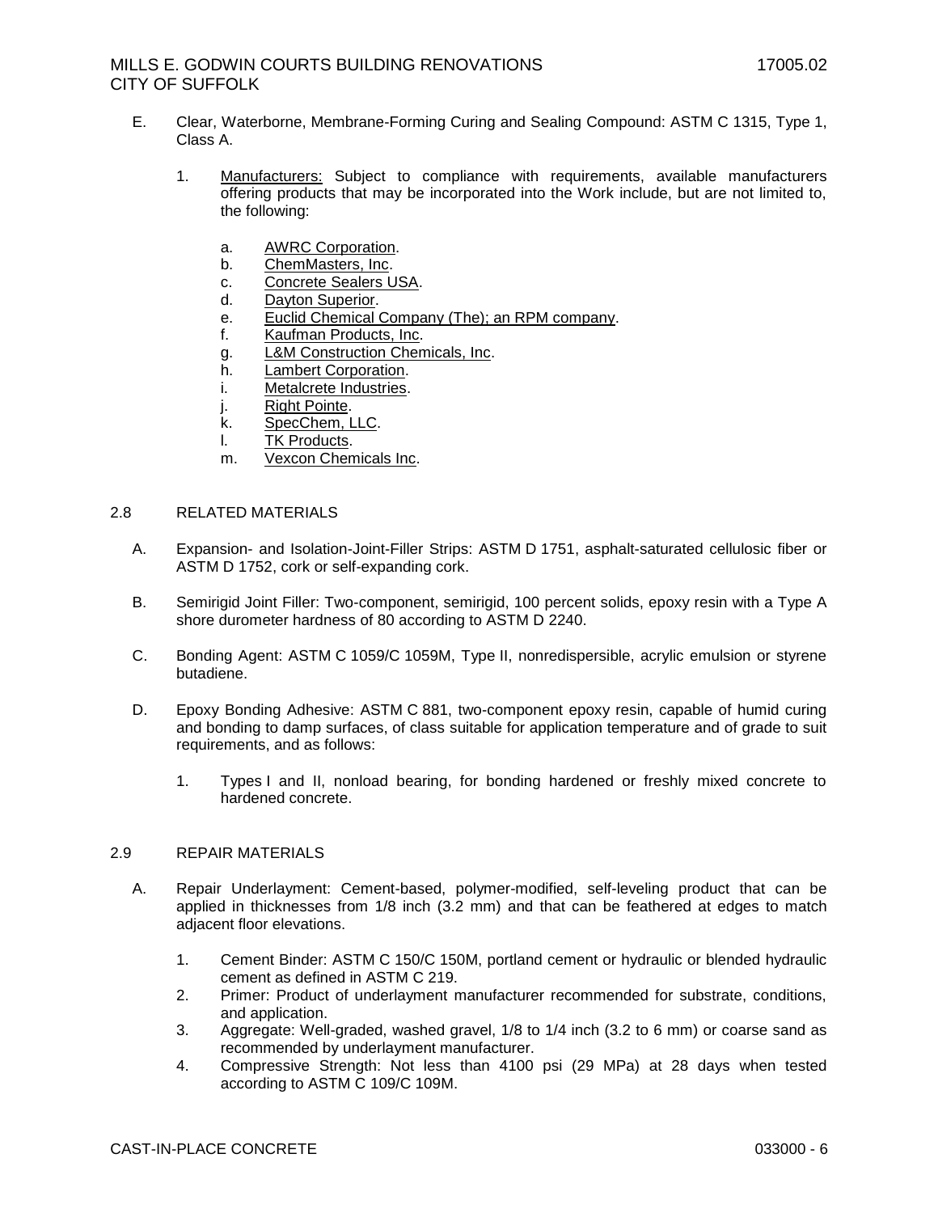E. Clear, Waterborne, Membrane-Forming Curing and Sealing Compound: ASTM C 1315, Type 1, Class A.

1. Manufacturers: Subject to compliance with requirements, available manufacturers offering products that may be incorporated into the Work include, but are not limited to, the following:

   a. AWRC Corporation.
   b. ChemMasters, Inc.
   c. Concrete Sealers USA.
   d. Dayton Superior.
   e. Euclid Chemical Company (The); an RPM company.
   f. Kaufman Products, Inc.
   g. L&M Construction Chemicals, Inc.
   h. Lambert Corporation.
   i. Metalcrete Industries.
   j. Right Pointe.
   k. SpecChem, LLC.
   l. TK Products.
   m. Vexcon Chemicals Inc.

## 2.8 RELATED MATERIALS

A. Expansion- and Isolation-Joint-Filler Strips: ASTM D 1751, asphalt-saturated cellulosic fiber or ASTM D 1752, cork or self-expanding cork.

B. Semirigid Joint Filler: Two-component, semirigid, 100 percent solids, epoxy resin with a Type A shore durometer hardness of 80 according to ASTM D 2240.

C. Bonding Agent: ASTM C 1059/C 1059M, Type II, nonredispersible, acrylic emulsion or styrene butadiene.

D. Epoxy Bonding Adhesive: ASTM C 881, two-component epoxy resin, capable of humid curing and bonding to damp surfaces, of class suitable for application temperature and of grade to suit requirements, and as follows:

1. Types I and II, nonload bearing, for bonding hardened or freshly mixed concrete to hardened concrete.

## 2.9 REPAIR MATERIALS

A. Repair Underlayment: Cement-based, polymer-modified, self-leveling product that can be applied in thicknesses from 1/8 inch (3.2 mm) and that can be feathered at edges to match adjacent floor elevations.

1. Cement Binder: ASTM C 150/C 150M, portland cement or hydraulic or blended hydraulic cement as defined in ASTM C 219.
2. Primer: Product of underlayment manufacturer recommended for substrate, conditions, and application.
3. Aggregate: Well-graded, washed gravel, 1/8 to 1/4 inch (3.2 to 6 mm) or coarse sand as recommended by underlayment manufacturer.
4. Compressive Strength: Not less than 4100 psi (29 MPa) at 28 days when tested according to ASTM C 109/C 109M.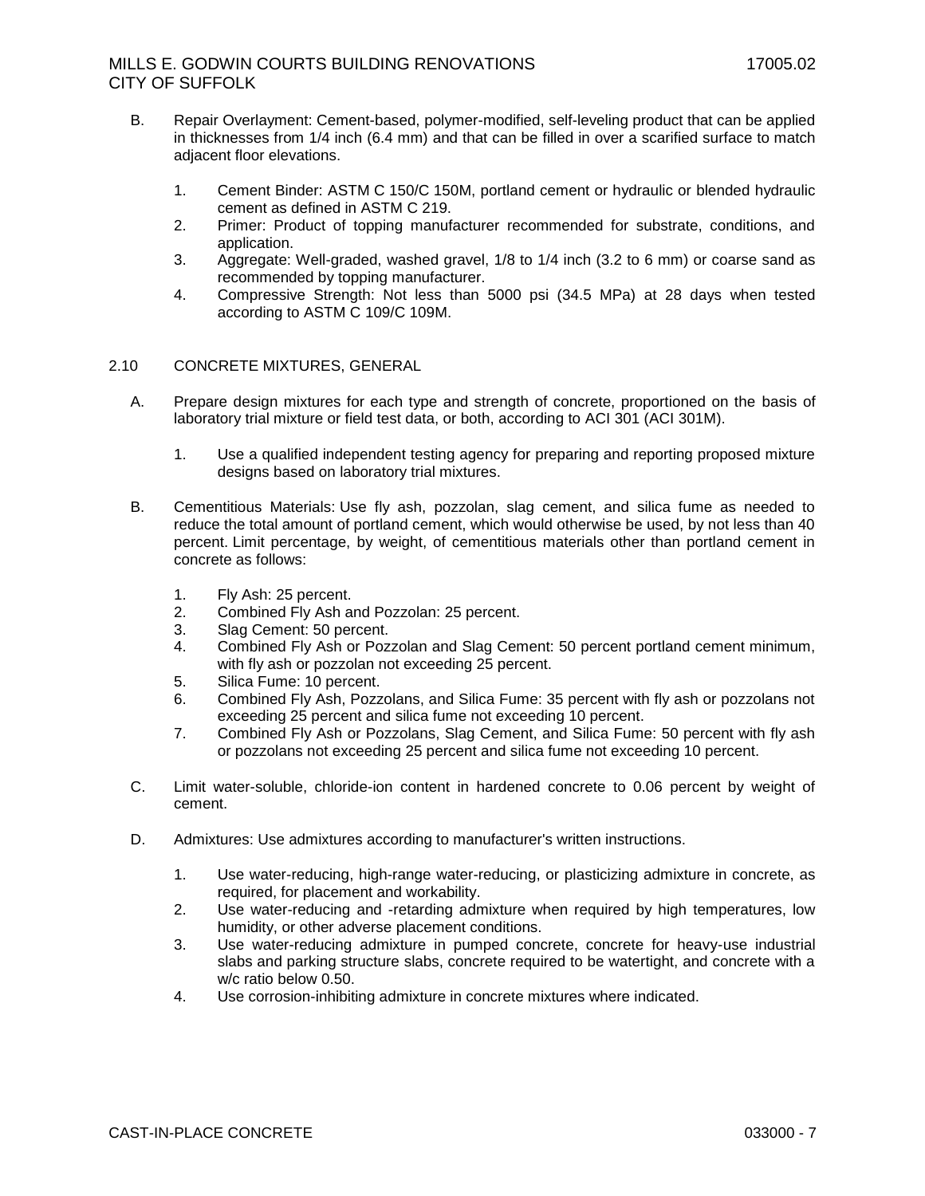B. Repair Overlayment: Cement-based, polymer-modified, self-leveling product that can be applied in thicknesses from 1/4 inch (6.4 mm) and that can be filled in over a scarified surface to match adjacent floor elevations.

1. Cement Binder: ASTM C 150/C 150M, portland cement or hydraulic or blended hydraulic cement as defined in ASTM C 219.
2. Primer: Product of topping manufacturer recommended for substrate, conditions, and application.
3. Aggregate: Well-graded, washed gravel, 1/8 to 1/4 inch (3.2 to 6 mm) or coarse sand as recommended by topping manufacturer.
4. Compressive Strength: Not less than 5000 psi (34.5 MPa) at 28 days when tested according to ASTM C 109/C 109M.

## 2.10 CONCRETE MIXTURES, GENERAL

A. Prepare design mixtures for each type and strength of concrete, proportioned on the basis of laboratory trial mixture or field test data, or both, according to ACI 301 (ACI 301M).

1. Use a qualified independent testing agency for preparing and reporting proposed mixture designs based on laboratory trial mixtures.

B. Cementitious Materials: Use fly ash, pozzolan, slag cement, and silica fume as needed to reduce the total amount of portland cement, which would otherwise be used, by not less than 40 percent. Limit percentage, by weight, of cementitious materials other than portland cement in concrete as follows:

1. Fly Ash: 25 percent.
2. Combined Fly Ash and Pozzolan: 25 percent.
3. Slag Cement: 50 percent.
4. Combined Fly Ash or Pozzolan and Slag Cement: 50 percent portland cement minimum, with fly ash or pozzolan not exceeding 25 percent.
5. Silica Fume: 10 percent.
6. Combined Fly Ash, Pozzolans, and Silica Fume: 35 percent with fly ash or pozzolans not exceeding 25 percent and silica fume not exceeding 10 percent.
7. Combined Fly Ash or Pozzolans, Slag Cement, and Silica Fume: 50 percent with fly ash or pozzolans not exceeding 25 percent and silica fume not exceeding 10 percent.

C. Limit water-soluble, chloride-ion content in hardened concrete to 0.06 percent by weight of cement.

D. Admixtures: Use admixtures according to manufacturer's written instructions.

1. Use water-reducing, high-range water-reducing, or plasticizing admixture in concrete, as required, for placement and workability.
2. Use water-reducing and -retarding admixture when required by high temperatures, low humidity, or other adverse placement conditions.
3. Use water-reducing admixture in pumped concrete, concrete for heavy-use industrial slabs and parking structure slabs, concrete required to be watertight, and concrete with a w/c ratio below 0.50.
4. Use corrosion-inhibiting admixture in concrete mixtures where indicated.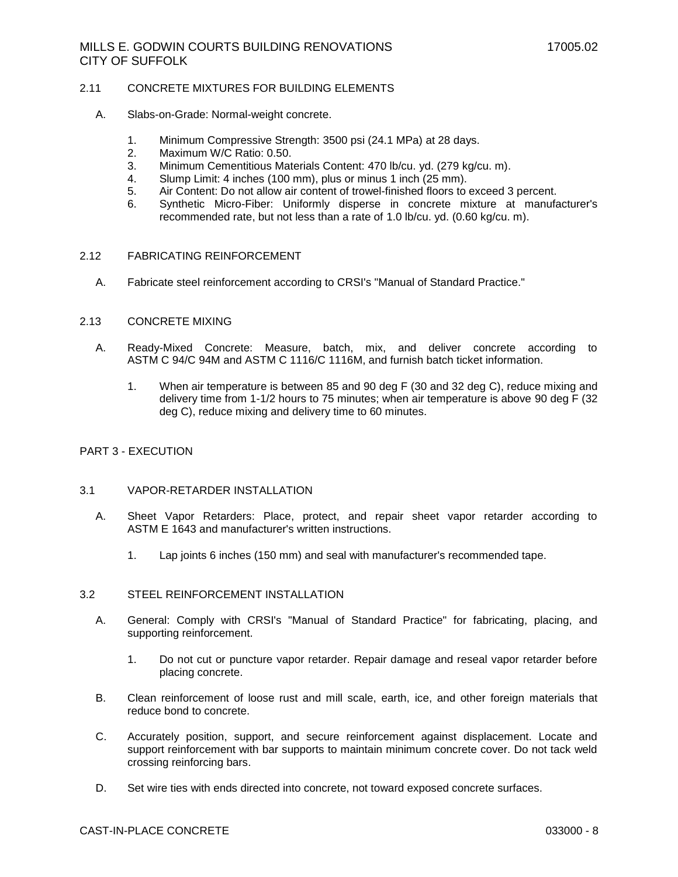## 2.11 CONCRETE MIXTURES FOR BUILDING ELEMENTS

A. Slabs-on-Grade: Normal-weight concrete.

1. Minimum Compressive Strength: 3500 psi (24.1 MPa) at 28 days.
2. Maximum W/C Ratio: 0.50.
3. Minimum Cementitious Materials Content: 470 lb/cu. yd. (279 kg/cu. m).
4. Slump Limit: 4 inches (100 mm), plus or minus 1 inch (25 mm).
5. Air Content: Do not allow air content of trowel-finished floors to exceed 3 percent.
6. Synthetic Micro-Fiber: Uniformly disperse in concrete mixture at manufacturer's recommended rate, but not less than a rate of 1.0 lb/cu. yd. (0.60 kg/cu. m).

## 2.12 FABRICATING REINFORCEMENT

A. Fabricate steel reinforcement according to CRSI's "Manual of Standard Practice."

## 2.13 CONCRETE MIXING

A. Ready-Mixed Concrete: Measure, batch, mix, and deliver concrete according to ASTM C 94/C 94M and ASTM C 1116/C 1116M, and furnish batch ticket information.

1. When air temperature is between 85 and 90 deg F (30 and 32 deg C), reduce mixing and delivery time from 1-1/2 hours to 75 minutes; when air temperature is above 90 deg F (32 deg C), reduce mixing and delivery time to 60 minutes.

# PART 3 - EXECUTION

## 3.1 VAPOR-RETARDER INSTALLATION

A. Sheet Vapor Retarders: Place, protect, and repair sheet vapor retarder according to ASTM E 1643 and manufacturer's written instructions.

1. Lap joints 6 inches (150 mm) and seal with manufacturer's recommended tape.

## 3.2 STEEL REINFORCEMENT INSTALLATION

A. General: Comply with CRSI's "Manual of Standard Practice" for fabricating, placing, and supporting reinforcement.

1. Do not cut or puncture vapor retarder. Repair damage and reseal vapor retarder before placing concrete.

B. Clean reinforcement of loose rust and mill scale, earth, ice, and other foreign materials that reduce bond to concrete.

C. Accurately position, support, and secure reinforcement against displacement. Locate and support reinforcement with bar supports to maintain minimum concrete cover. Do not tack weld crossing reinforcing bars.

D. Set wire ties with ends directed into concrete, not toward exposed concrete surfaces.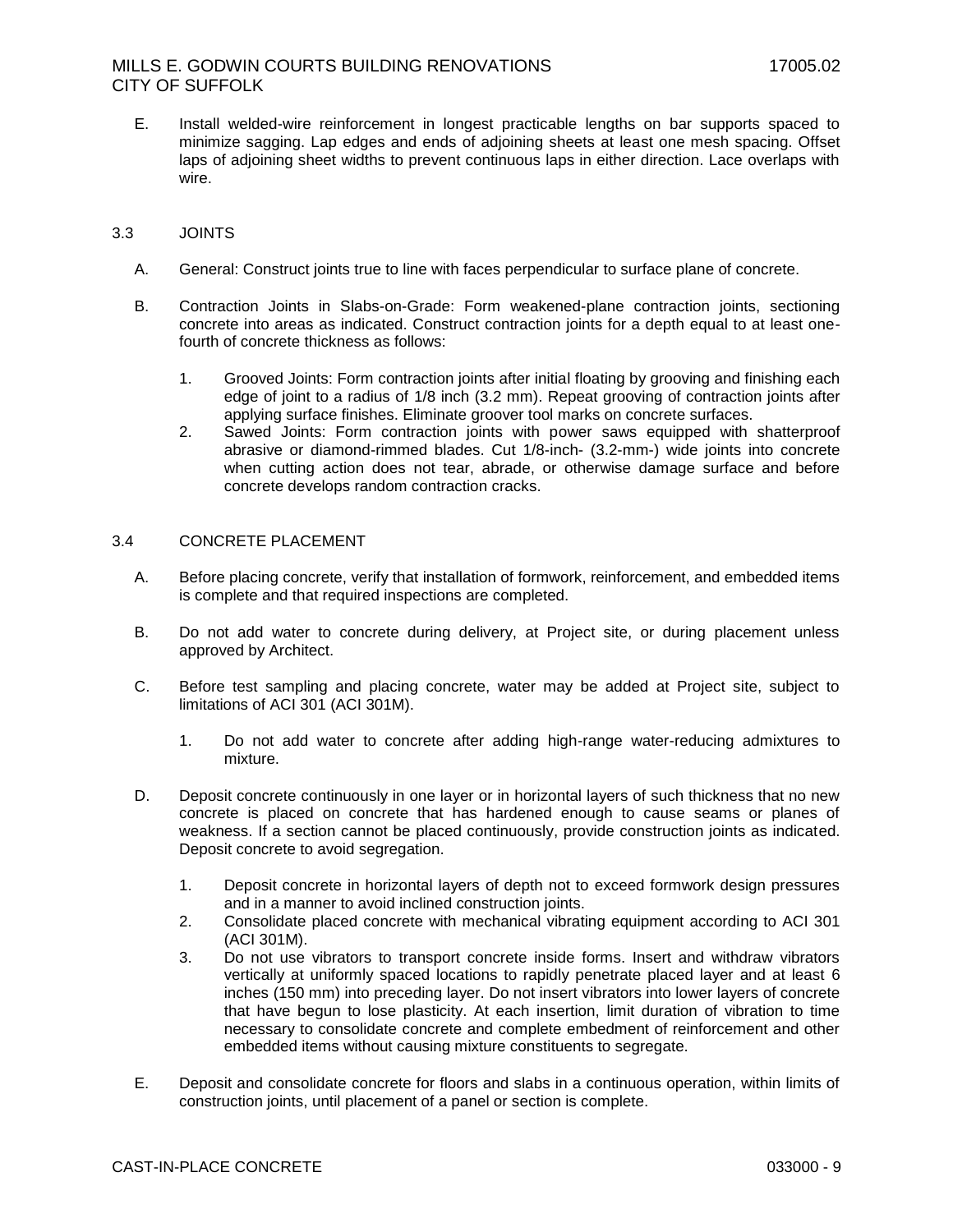E. Install welded-wire reinforcement in longest practicable lengths on bar supports spaced to minimize sagging. Lap edges and ends of adjoining sheets at least one mesh spacing. Offset laps of adjoining sheet widths to prevent continuous laps in either direction. Lace overlaps with wire.

## 3.3 JOINTS

A. General: Construct joints true to line with faces perpendicular to surface plane of concrete.

B. Contraction Joints in Slabs-on-Grade: Form weakened-plane contraction joints, sectioning concrete into areas as indicated. Construct contraction joints for a depth equal to at least one-fourth of concrete thickness as follows:

   1. Grooved Joints: Form contraction joints after initial floating by grooving and finishing each edge of joint to a radius of 1/8 inch (3.2 mm). Repeat grooving of contraction joints after applying surface finishes. Eliminate groover tool marks on concrete surfaces.
   2. Sawed Joints: Form contraction joints with power saws equipped with shatterproof abrasive or diamond-rimmed blades. Cut 1/8-inch- (3.2-mm-) wide joints into concrete when cutting action does not tear, abrade, or otherwise damage surface and before concrete develops random contraction cracks.

## 3.4 CONCRETE PLACEMENT

A. Before placing concrete, verify that installation of formwork, reinforcement, and embedded items is complete and that required inspections are completed.

B. Do not add water to concrete during delivery, at Project site, or during placement unless approved by Architect.

C. Before test sampling and placing concrete, water may be added at Project site, subject to limitations of ACI 301 (ACI 301M).

   1. Do not add water to concrete after adding high-range water-reducing admixtures to mixture.

D. Deposit concrete continuously in one layer or in horizontal layers of such thickness that no new concrete is placed on concrete that has hardened enough to cause seams or planes of weakness. If a section cannot be placed continuously, provide construction joints as indicated. Deposit concrete to avoid segregation.

   1. Deposit concrete in horizontal layers of depth not to exceed formwork design pressures and in a manner to avoid inclined construction joints.
   2. Consolidate placed concrete with mechanical vibrating equipment according to ACI 301 (ACI 301M).
   3. Do not use vibrators to transport concrete inside forms. Insert and withdraw vibrators vertically at uniformly spaced locations to rapidly penetrate placed layer and at least 6 inches (150 mm) into preceding layer. Do not insert vibrators into lower layers of concrete that have begun to lose plasticity. At each insertion, limit duration of vibration to time necessary to consolidate concrete and complete embedment of reinforcement and other embedded items without causing mixture constituents to segregate.

E. Deposit and consolidate concrete for floors and slabs in a continuous operation, within limits of construction joints, until placement of a panel or section is complete.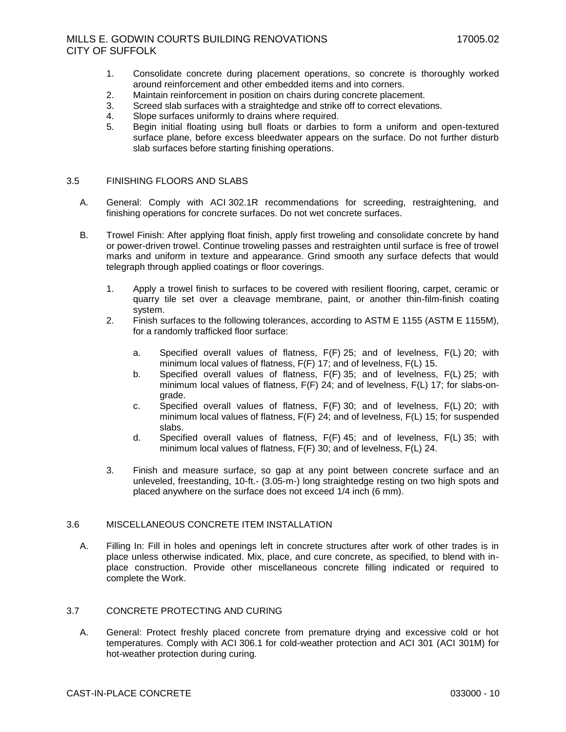1. Consolidate concrete during placement operations, so concrete is thoroughly worked around reinforcement and other embedded items and into corners.
2. Maintain reinforcement in position on chairs during concrete placement.
3. Screed slab surfaces with a straightedge and strike off to correct elevations.
4. Slope surfaces uniformly to drains where required.
5. Begin initial floating using bull floats or darbies to form a uniform and open-textured surface plane, before excess bleedwater appears on the surface. Do not further disturb slab surfaces before starting finishing operations.

## 3.5 FINISHING FLOORS AND SLABS

A. General: Comply with ACI 302.1R recommendations for screeding, restraightening, and finishing operations for concrete surfaces. Do not wet concrete surfaces.

B. Trowel Finish: After applying float finish, apply first troweling and consolidate concrete by hand or power-driven trowel. Continue troweling passes and restraighten until surface is free of trowel marks and uniform in texture and appearance. Grind smooth any surface defects that would telegraph through applied coatings or floor coverings.

1. Apply a trowel finish to surfaces to be covered with resilient flooring, carpet, ceramic or quarry tile set over a cleavage membrane, paint, or another thin-film-finish coating system.
2. Finish surfaces to the following tolerances, according to ASTM E 1155 (ASTM E 1155M), for a randomly trafficked floor surface:

   a. Specified overall values of flatness, F(F) 25; and of levelness, F(L) 20; with minimum local values of flatness, F(F) 17; and of levelness, F(L) 15.
   b. Specified overall values of flatness, F(F) 35; and of levelness, F(L) 25; with minimum local values of flatness, F(F) 24; and of levelness, F(L) 17; for slabs-on-grade.
   c. Specified overall values of flatness, F(F) 30; and of levelness, F(L) 20; with minimum local values of flatness, F(F) 24; and of levelness, F(L) 15; for suspended slabs.
   d. Specified overall values of flatness, F(F) 45; and of levelness, F(L) 35; with minimum local values of flatness, F(F) 30; and of levelness, F(L) 24.

3. Finish and measure surface, so gap at any point between concrete surface and an unleveled, freestanding, 10-ft.- (3.05-m-) long straightedge resting on two high spots and placed anywhere on the surface does not exceed 1/4 inch (6 mm).

## 3.6 MISCELLANEOUS CONCRETE ITEM INSTALLATION

A. Filling In: Fill in holes and openings left in concrete structures after work of other trades is in place unless otherwise indicated. Mix, place, and cure concrete, as specified, to blend with in-place construction. Provide other miscellaneous concrete filling indicated or required to complete the Work.

## 3.7 CONCRETE PROTECTING AND CURING

A. General: Protect freshly placed concrete from premature drying and excessive cold or hot temperatures. Comply with ACI 306.1 for cold-weather protection and ACI 301 (ACI 301M) for hot-weather protection during curing.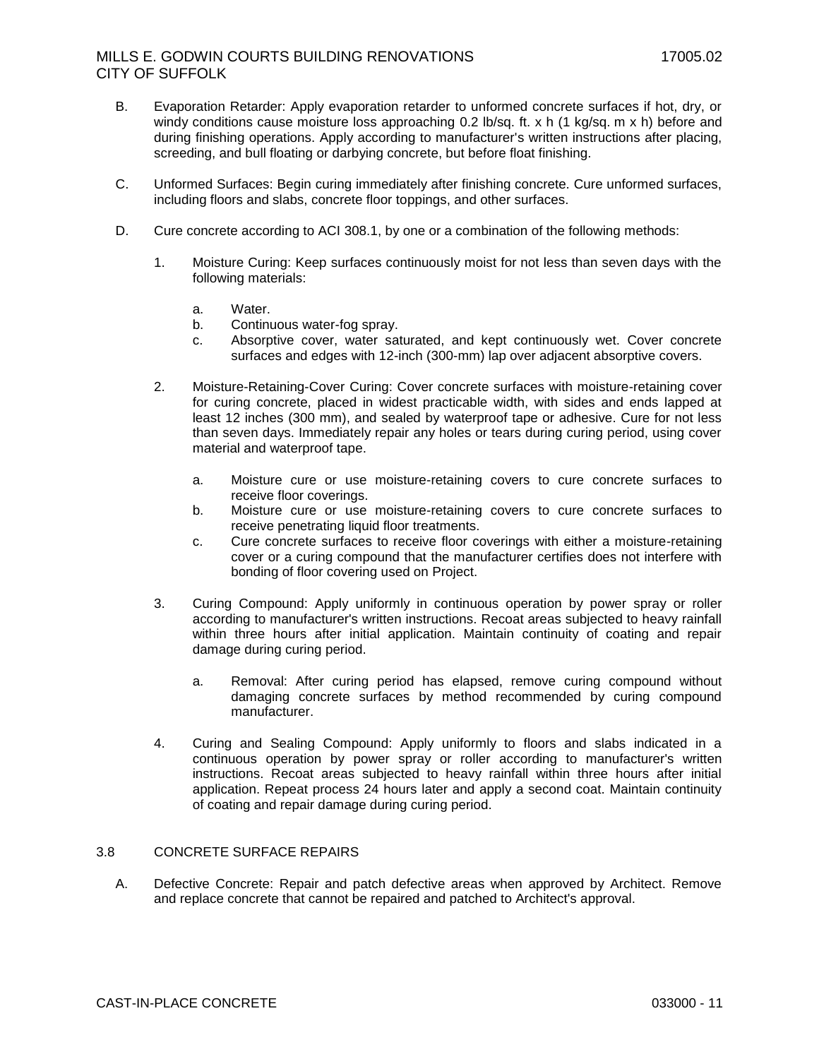B. Evaporation Retarder: Apply evaporation retarder to unformed concrete surfaces if hot, dry, or windy conditions cause moisture loss approaching 0.2 lb/sq. ft. x h (1 kg/sq. m x h) before and during finishing operations. Apply according to manufacturer's written instructions after placing, screeding, and bull floating or darbying concrete, but before float finishing.

C. Unformed Surfaces: Begin curing immediately after finishing concrete. Cure unformed surfaces, including floors and slabs, concrete floor toppings, and other surfaces.

D. Cure concrete according to ACI 308.1, by one or a combination of the following methods:

1. Moisture Curing: Keep surfaces continuously moist for not less than seven days with the following materials:

   a. Water.
   b. Continuous water-fog spray.
   c. Absorptive cover, water saturated, and kept continuously wet. Cover concrete surfaces and edges with 12-inch (300-mm) lap over adjacent absorptive covers.

2. Moisture-Retaining-Cover Curing: Cover concrete surfaces with moisture-retaining cover for curing concrete, placed in widest practicable width, with sides and ends lapped at least 12 inches (300 mm), and sealed by waterproof tape or adhesive. Cure for not less than seven days. Immediately repair any holes or tears during curing period, using cover material and waterproof tape.

   a. Moisture cure or use moisture-retaining covers to cure concrete surfaces to receive floor coverings.
   b. Moisture cure or use moisture-retaining covers to cure concrete surfaces to receive penetrating liquid floor treatments.
   c. Cure concrete surfaces to receive floor coverings with either a moisture-retaining cover or a curing compound that the manufacturer certifies does not interfere with bonding of floor covering used on Project.

3. Curing Compound: Apply uniformly in continuous operation by power spray or roller according to manufacturer's written instructions. Recoat areas subjected to heavy rainfall within three hours after initial application. Maintain continuity of coating and repair damage during curing period.

   a. Removal: After curing period has elapsed, remove curing compound without damaging concrete surfaces by method recommended by curing compound manufacturer.

4. Curing and Sealing Compound: Apply uniformly to floors and slabs indicated in a continuous operation by power spray or roller according to manufacturer's written instructions. Recoat areas subjected to heavy rainfall within three hours after initial application. Repeat process 24 hours later and apply a second coat. Maintain continuity of coating and repair damage during curing period.

## 3.8 CONCRETE SURFACE REPAIRS

A. Defective Concrete: Repair and patch defective areas when approved by Architect. Remove and replace concrete that cannot be repaired and patched to Architect's approval.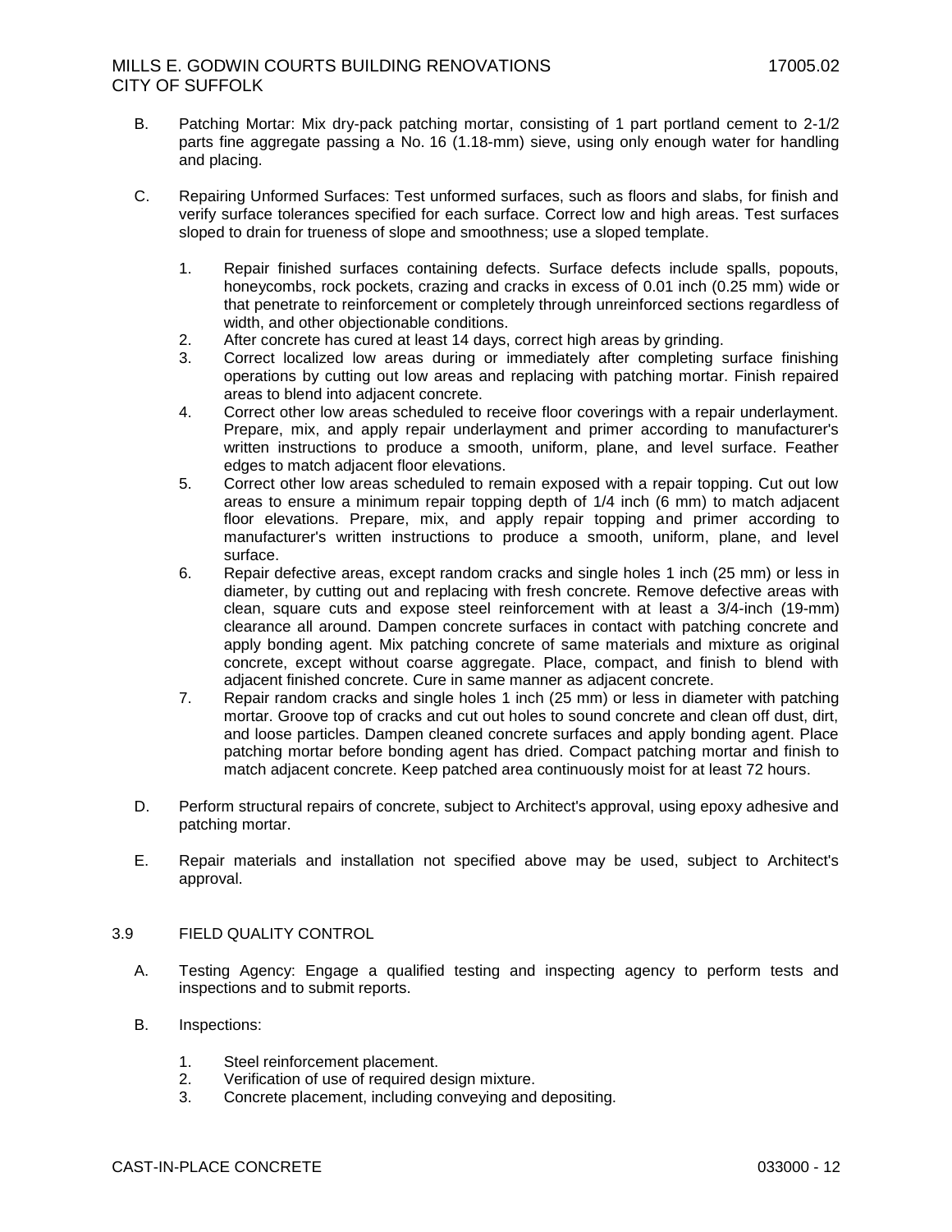B. Patching Mortar: Mix dry-pack patching mortar, consisting of 1 part portland cement to 2-1/2 parts fine aggregate passing a No. 16 (1.18-mm) sieve, using only enough water for handling and placing.

C. Repairing Unformed Surfaces: Test unformed surfaces, such as floors and slabs, for finish and verify surface tolerances specified for each surface. Correct low and high areas. Test surfaces sloped to drain for trueness of slope and smoothness; use a sloped template.

1. Repair finished surfaces containing defects. Surface defects include spalls, popouts, honeycombs, rock pockets, crazing and cracks in excess of 0.01 inch (0.25 mm) wide or that penetrate to reinforcement or completely through unreinforced sections regardless of width, and other objectionable conditions.
2. After concrete has cured at least 14 days, correct high areas by grinding.
3. Correct localized low areas during or immediately after completing surface finishing operations by cutting out low areas and replacing with patching mortar. Finish repaired areas to blend into adjacent concrete.
4. Correct other low areas scheduled to receive floor coverings with a repair underlayment. Prepare, mix, and apply repair underlayment and primer according to manufacturer's written instructions to produce a smooth, uniform, plane, and level surface. Feather edges to match adjacent floor elevations.
5. Correct other low areas scheduled to remain exposed with a repair topping. Cut out low areas to ensure a minimum repair topping depth of 1/4 inch (6 mm) to match adjacent floor elevations. Prepare, mix, and apply repair topping and primer according to manufacturer's written instructions to produce a smooth, uniform, plane, and level surface.
6. Repair defective areas, except random cracks and single holes 1 inch (25 mm) or less in diameter, by cutting out and replacing with fresh concrete. Remove defective areas with clean, square cuts and expose steel reinforcement with at least a 3/4-inch (19-mm) clearance all around. Dampen concrete surfaces in contact with patching concrete and apply bonding agent. Mix patching concrete of same materials and mixture as original concrete, except without coarse aggregate. Place, compact, and finish to blend with adjacent finished concrete. Cure in same manner as adjacent concrete.
7. Repair random cracks and single holes 1 inch (25 mm) or less in diameter with patching mortar. Groove top of cracks and cut out holes to sound concrete and clean off dust, dirt, and loose particles. Dampen cleaned concrete surfaces and apply bonding agent. Place patching mortar before bonding agent has dried. Compact patching mortar and finish to match adjacent concrete. Keep patched area continuously moist for at least 72 hours.

D. Perform structural repairs of concrete, subject to Architect's approval, using epoxy adhesive and patching mortar.

E. Repair materials and installation not specified above may be used, subject to Architect's approval.

## 3.9 FIELD QUALITY CONTROL

A. Testing Agency: Engage a qualified testing and inspecting agency to perform tests and inspections and to submit reports.

B. Inspections:

1. Steel reinforcement placement.
2. Verification of use of required design mixture.
3. Concrete placement, including conveying and depositing.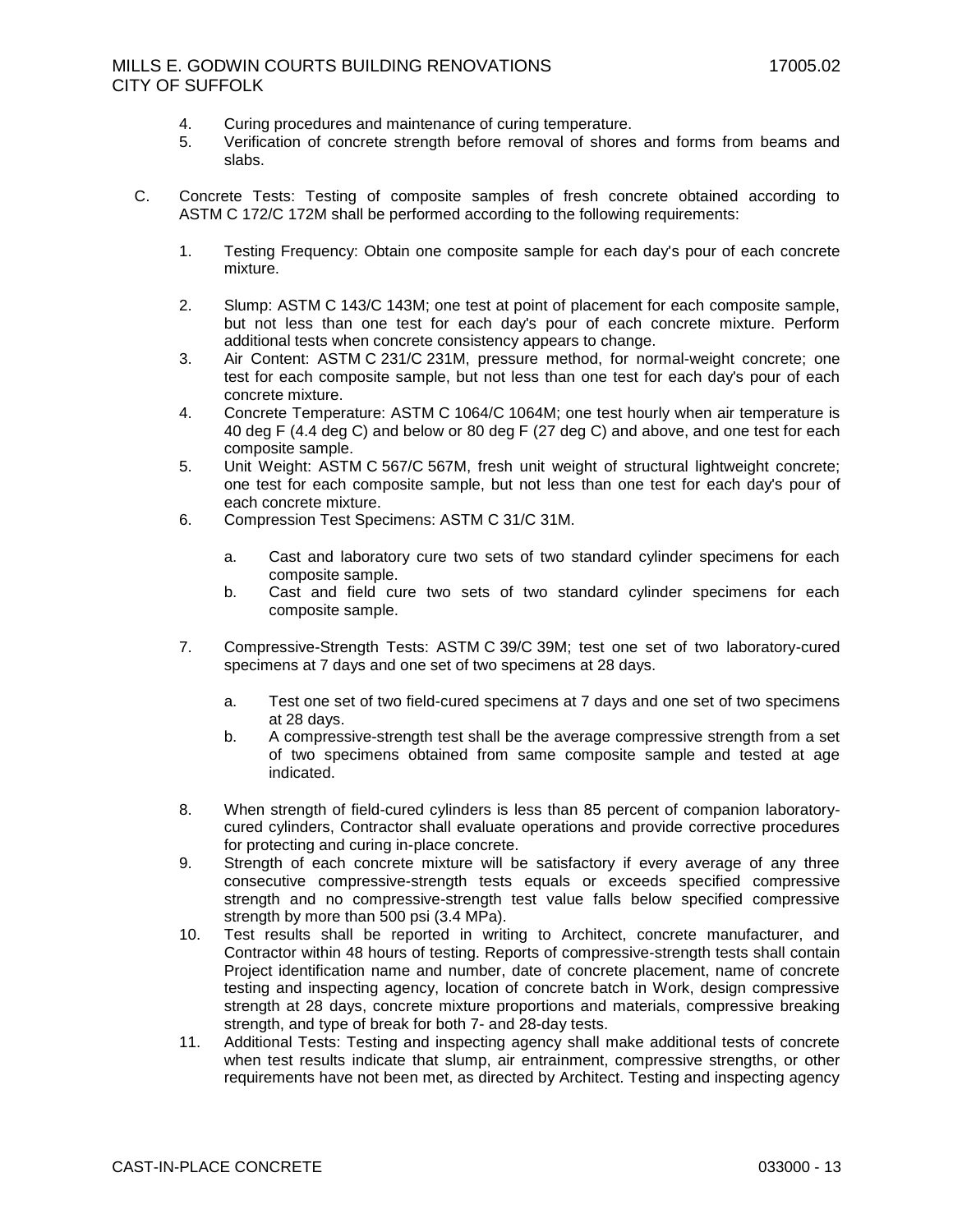4. Curing procedures and maintenance of curing temperature.
5. Verification of concrete strength before removal of shores and forms from beams and slabs.

C. Concrete Tests: Testing of composite samples of fresh concrete obtained according to ASTM C 172/C 172M shall be performed according to the following requirements:

1. Testing Frequency: Obtain one composite sample for each day's pour of each concrete mixture.

2. Slump: ASTM C 143/C 143M; one test at point of placement for each composite sample, but not less than one test for each day's pour of each concrete mixture. Perform additional tests when concrete consistency appears to change.
3. Air Content: ASTM C 231/C 231M, pressure method, for normal-weight concrete; one test for each composite sample, but not less than one test for each day's pour of each concrete mixture.
4. Concrete Temperature: ASTM C 1064/C 1064M; one test hourly when air temperature is 40 deg F (4.4 deg C) and below or 80 deg F (27 deg C) and above, and one test for each composite sample.
5. Unit Weight: ASTM C 567/C 567M, fresh unit weight of structural lightweight concrete; one test for each composite sample, but not less than one test for each day's pour of each concrete mixture.
6. Compression Test Specimens: ASTM C 31/C 31M.

   a. Cast and laboratory cure two sets of two standard cylinder specimens for each composite sample.
   b. Cast and field cure two sets of two standard cylinder specimens for each composite sample.

7. Compressive-Strength Tests: ASTM C 39/C 39M; test one set of two laboratory-cured specimens at 7 days and one set of two specimens at 28 days.

   a. Test one set of two field-cured specimens at 7 days and one set of two specimens at 28 days.
   b. A compressive-strength test shall be the average compressive strength from a set of two specimens obtained from same composite sample and tested at age indicated.

8. When strength of field-cured cylinders is less than 85 percent of companion laboratory-cured cylinders, Contractor shall evaluate operations and provide corrective procedures for protecting and curing in-place concrete.
9. Strength of each concrete mixture will be satisfactory if every average of any three consecutive compressive-strength tests equals or exceeds specified compressive strength and no compressive-strength test value falls below specified compressive strength by more than 500 psi (3.4 MPa).
10. Test results shall be reported in writing to Architect, concrete manufacturer, and Contractor within 48 hours of testing. Reports of compressive-strength tests shall contain Project identification name and number, date of concrete placement, name of concrete testing and inspecting agency, location of concrete batch in Work, design compressive strength at 28 days, concrete mixture proportions and materials, compressive breaking strength, and type of break for both 7- and 28-day tests.
11. Additional Tests: Testing and inspecting agency shall make additional tests of concrete when test results indicate that slump, air entrainment, compressive strengths, or other requirements have not been met, as directed by Architect. Testing and inspecting agency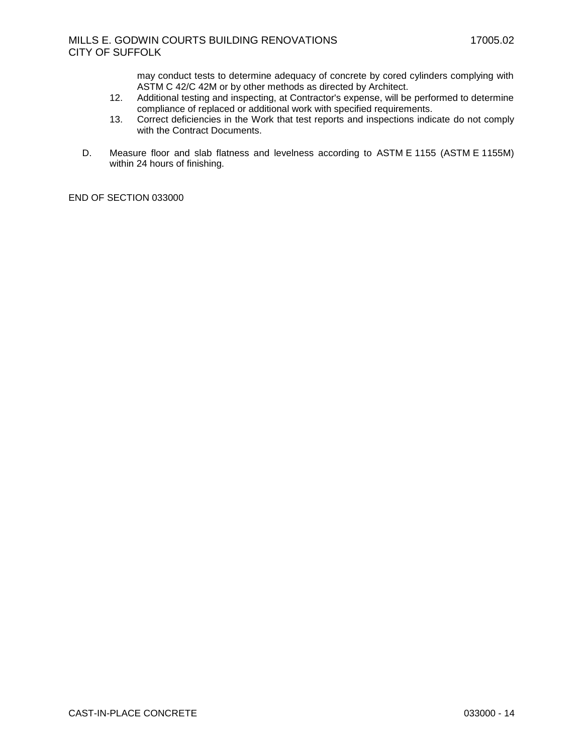may conduct tests to determine adequacy of concrete by cored cylinders complying with ASTM C 42/C 42M or by other methods as directed by Architect.

12. Additional testing and inspecting, at Contractor's expense, will be performed to determine compliance of replaced or additional work with specified requirements.
13. Correct deficiencies in the Work that test reports and inspections indicate do not comply with the Contract Documents.

D. Measure floor and slab flatness and levelness according to ASTM E 1155 (ASTM E 1155M) within 24 hours of finishing.

END OF SECTION 033000